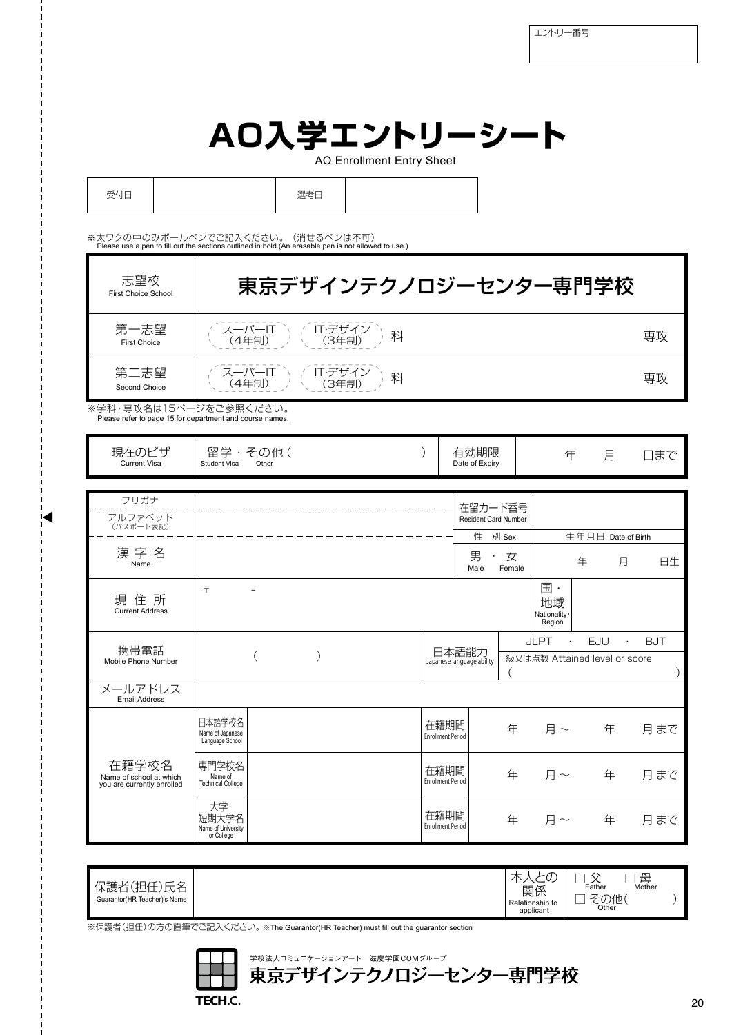| エントリー番号 |
|---|
| |

# AO入学エントリーシート

AO Enrollment Entry Sheet

| 受付日 | | 選考日 | |
|---|---|---|---|

※太ワクの中のみボールペンでご記入ください。（消せるペンは不可）
Please use a pen to fill out the sections outlined in bold.(An erasable pen is not allowed to use.)

| 志望校 First Choice School | 東京デザインテクノロジーセンター専門学校 |
|---|---|
| 第一志望 First Choice | スーパーIT（4年制） IT·デザイン（3年制） 科　　専攻 |
| 第二志望 Second Choice | スーパーIT（4年制） IT·デザイン（3年制） 科　　専攻 |

※学科・専攻名は15ページをご参照ください。
Please refer to page 15 for department and course names.

| 現在のビザ Current Visa | 留学 Student Visa ・ その他 Other（　　） | 有効期限 Date of Expiry | 年　月　日まで |
|---|---|---|---|

| フリガナ | | 在留カード番号 Resident Card Number | |
|---|---|---|---|
| アルファベット（パスポート表記） | | 性別 Sex | 生年月日 Date of Birth |
| 漢字名 Name | | 男 Male ・ 女 Female | 年　月　日生 |
| 現住所 Current Address | 〒　－ | 国・地域 Nationality・Region | |
| 携帯電話 Mobile Phone Number | （　　） | 日本語能力 Japanese language ability | JLPT ・ EJU ・ BJT 級又は点数 Attained level or score（　　） |
| メールアドレス Email Address | | | |
| 在籍学校名 Name of school at which you are currently enrolled | 日本語学校名 Name of Japanese Language School | 在籍期間 Enrollment Period | 年　月～　年　月まで |
| | 専門学校名 Name of Technical College | 在籍期間 Enrollment Period | 年　月～　年　月まで |
| | 大学・短期大学名 Name of University or College | 在籍期間 Enrollment Period | 年　月～　年　月まで |

| 保護者(担任)氏名 Guarantor(HR Teacher)'s Name | | 本人との関係 Relationship to applicant | □ 父 Father □ 母 Mother □ その他 Other（　　） |
|---|---|---|---|

※保護者(担任)の方の直筆でご記入ください。※The Guarantor(HR Teacher) must fill out the guarantor section

学校法人コミュニケーションアート　滋慶学園COMグループ
東京デザインテクノロジーセンター専門学校
TECH.C.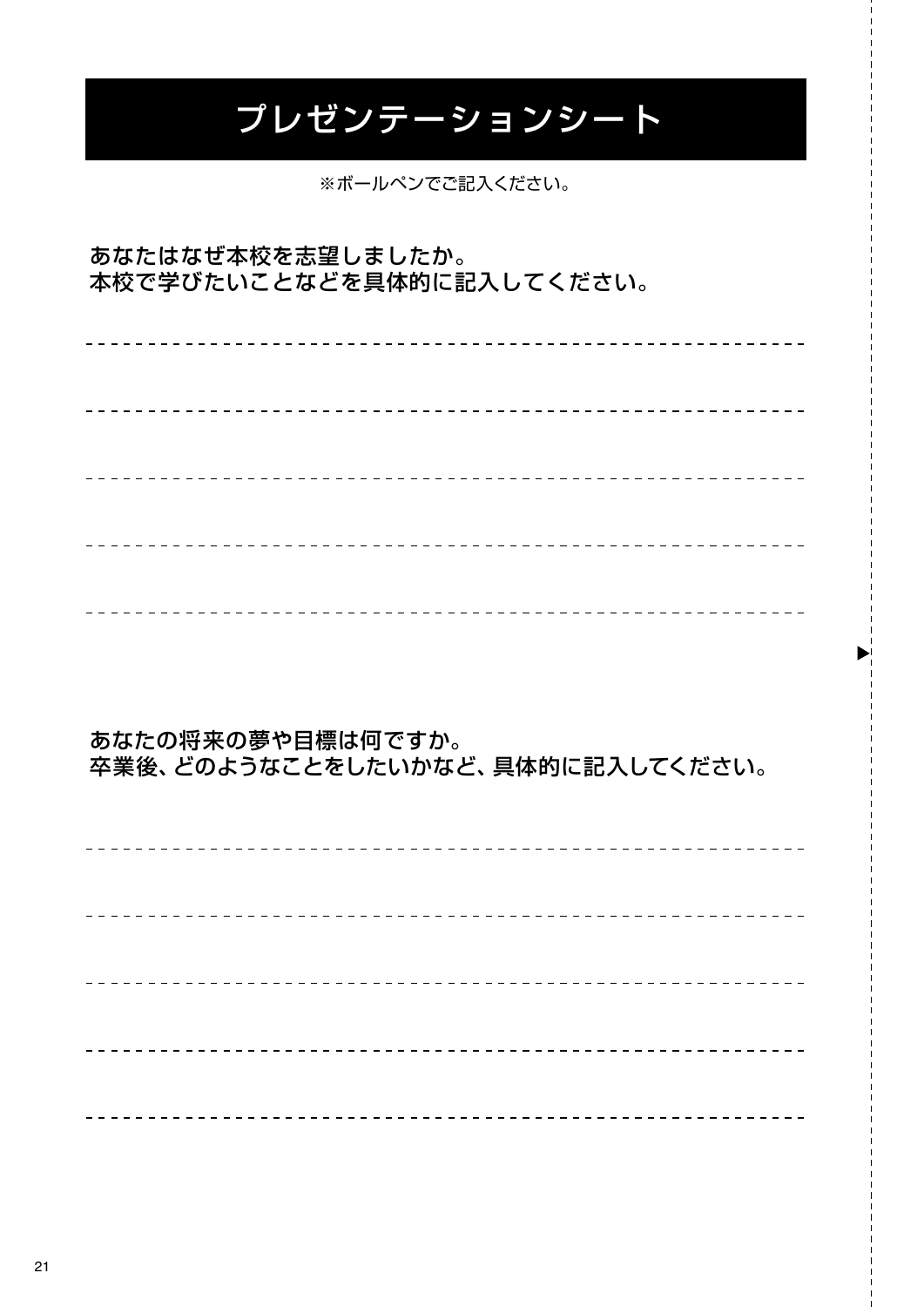# プレゼンテーションシート

※ボールペンでご記入ください。

あなたはなぜ本校を志望しましたか。
本校で学びたいことなどを具体的に記入してください。

あなたの将来の夢や目標は何ですか。
卒業後、どのようなことをしたいかなど、具体的に記入してください。